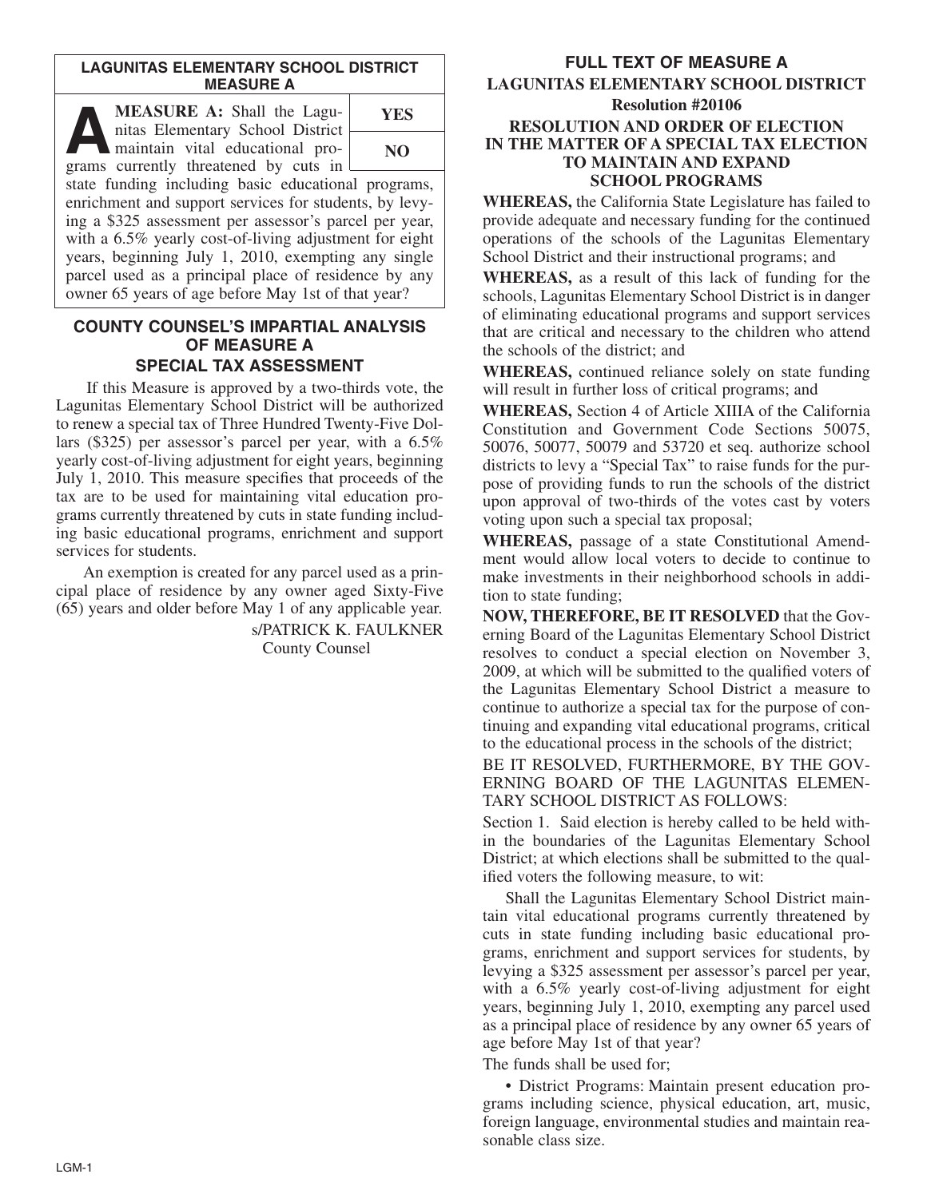## LAGUNITAS ELEMENTARY SCHOOL DISTRICT MEASURE A

**MEASURE A:** Shall the Lagunitas Elementary School District maintain vital educational programs currently threatened by cuts in state funding including basic educational programs, enrichment and support services for students, by levying a $325 assessment per assessor's parcel per year, with a 6.5% yearly cost-of-living adjustment for eight years, beginning July 1, 2010, exempting any single parcel used as a principal place of residence by any owner 65 years of age before May 1st of that year?

| YES |
|---|
| NO |

## COUNTY COUNSEL'S IMPARTIAL ANALYSIS OF MEASURE A SPECIAL TAX ASSESSMENT

If this Measure is approved by a two-thirds vote, the Lagunitas Elementary School District will be authorized to renew a special tax of Three Hundred Twenty-Five Dollars ($325) per assessor's parcel per year, with a 6.5% yearly cost-of-living adjustment for eight years, beginning July 1, 2010. This measure specifies that proceeds of the tax are to be used for maintaining vital education programs currently threatened by cuts in state funding including basic educational programs, enrichment and support services for students.

An exemption is created for any parcel used as a principal place of residence by any owner aged Sixty-Five (65) years and older before May 1 of any applicable year.

s/PATRICK K. FAULKNER
County Counsel

## FULL TEXT OF MEASURE A

### LAGUNITAS ELEMENTARY SCHOOL DISTRICT

### Resolution #20106

### RESOLUTION AND ORDER OF ELECTION IN THE MATTER OF A SPECIAL TAX ELECTION TO MAINTAIN AND EXPAND SCHOOL PROGRAMS

**WHEREAS,** the California State Legislature has failed to provide adequate and necessary funding for the continued operations of the schools of the Lagunitas Elementary School District and their instructional programs; and

**WHEREAS,** as a result of this lack of funding for the schools, Lagunitas Elementary School District is in danger of eliminating educational programs and support services that are critical and necessary to the children who attend the schools of the district; and

**WHEREAS,** continued reliance solely on state funding will result in further loss of critical programs; and

**WHEREAS,** Section 4 of Article XIIIA of the California Constitution and Government Code Sections 50075, 50076, 50077, 50079 and 53720 et seq. authorize school districts to levy a "Special Tax" to raise funds for the purpose of providing funds to run the schools of the district upon approval of two-thirds of the votes cast by voters voting upon such a special tax proposal;

**WHEREAS,** passage of a state Constitutional Amendment would allow local voters to decide to continue to make investments in their neighborhood schools in addition to state funding;

**NOW, THEREFORE, BE IT RESOLVED** that the Governing Board of the Lagunitas Elementary School District resolves to conduct a special election on November 3, 2009, at which will be submitted to the qualified voters of the Lagunitas Elementary School District a measure to continue to authorize a special tax for the purpose of continuing and expanding vital educational programs, critical to the educational process in the schools of the district;

BE IT RESOLVED, FURTHERMORE, BY THE GOVERNING BOARD OF THE LAGUNITAS ELEMENTARY SCHOOL DISTRICT AS FOLLOWS:

Section 1. Said election is hereby called to be held within the boundaries of the Lagunitas Elementary School District; at which elections shall be submitted to the qualified voters the following measure, to wit:

Shall the Lagunitas Elementary School District maintain vital educational programs currently threatened by cuts in state funding including basic educational programs, enrichment and support services for students, by levying a $325 assessment per assessor's parcel per year, with a 6.5% yearly cost-of-living adjustment for eight years, beginning July 1, 2010, exempting any parcel used as a principal place of residence by any owner 65 years of age before May 1st of that year?

The funds shall be used for;

- District Programs: Maintain present education programs including science, physical education, art, music, foreign language, environmental studies and maintain reasonable class size.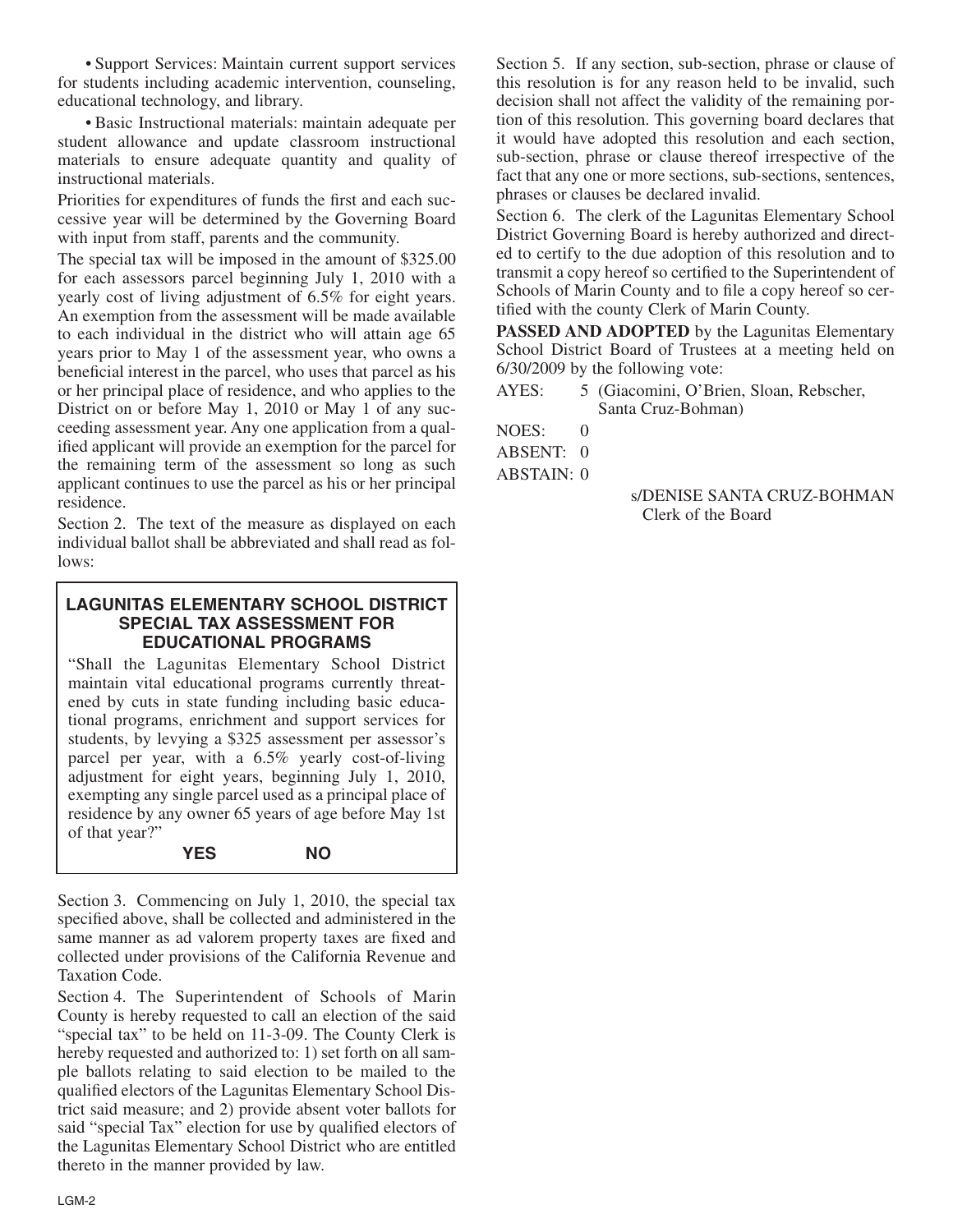• Support Services: Maintain current support services for students including academic intervention, counseling, educational technology, and library.

• Basic Instructional materials: maintain adequate per student allowance and update classroom instructional materials to ensure adequate quantity and quality of instructional materials.

Priorities for expenditures of funds the first and each successive year will be determined by the Governing Board with input from staff, parents and the community.

The special tax will be imposed in the amount of $325.00 for each assessors parcel beginning July 1, 2010 with a yearly cost of living adjustment of 6.5% for eight years. An exemption from the assessment will be made available to each individual in the district who will attain age 65 years prior to May 1 of the assessment year, who owns a beneficial interest in the parcel, who uses that parcel as his or her principal place of residence, and who applies to the District on or before May 1, 2010 or May 1 of any succeeding assessment year. Any one application from a qualified applicant will provide an exemption for the parcel for the remaining term of the assessment so long as such applicant continues to use the parcel as his or her principal residence.

Section 2. The text of the measure as displayed on each individual ballot shall be abbreviated and shall read as follows:

**LAGUNITAS ELEMENTARY SCHOOL DISTRICT SPECIAL TAX ASSESSMENT FOR EDUCATIONAL PROGRAMS**

"Shall the Lagunitas Elementary School District maintain vital educational programs currently threatened by cuts in state funding including basic educational programs, enrichment and support services for students, by levying a $325 assessment per assessor's parcel per year, with a 6.5% yearly cost-of-living adjustment for eight years, beginning July 1, 2010, exempting any single parcel used as a principal place of residence by any owner 65 years of age before May 1st of that year?"

**YES** **NO**

Section 3. Commencing on July 1, 2010, the special tax specified above, shall be collected and administered in the same manner as ad valorem property taxes are fixed and collected under provisions of the California Revenue and Taxation Code.

Section 4. The Superintendent of Schools of Marin County is hereby requested to call an election of the said "special tax" to be held on 11-3-09. The County Clerk is hereby requested and authorized to: 1) set forth on all sample ballots relating to said election to be mailed to the qualified electors of the Lagunitas Elementary School District said measure; and 2) provide absent voter ballots for said "special Tax" election for use by qualified electors of the Lagunitas Elementary School District who are entitled thereto in the manner provided by law.

Section 5. If any section, sub-section, phrase or clause of this resolution is for any reason held to be invalid, such decision shall not affect the validity of the remaining portion of this resolution. This governing board declares that it would have adopted this resolution and each section, sub-section, phrase or clause thereof irrespective of the fact that any one or more sections, sub-sections, sentences, phrases or clauses be declared invalid.

Section 6. The clerk of the Lagunitas Elementary School District Governing Board is hereby authorized and directed to certify to the due adoption of this resolution and to transmit a copy hereof so certified to the Superintendent of Schools of Marin County and to file a copy hereof so certified with the county Clerk of Marin County.

**PASSED AND ADOPTED** by the Lagunitas Elementary School District Board of Trustees at a meeting held on 6/30/2009 by the following vote:

AYES: 5 (Giacomini, O'Brien, Sloan, Rebscher, Santa Cruz-Bohman)

NOES: 0

ABSENT: 0

ABSTAIN: 0

s/DENISE SANTA CRUZ-BOHMAN
Clerk of the Board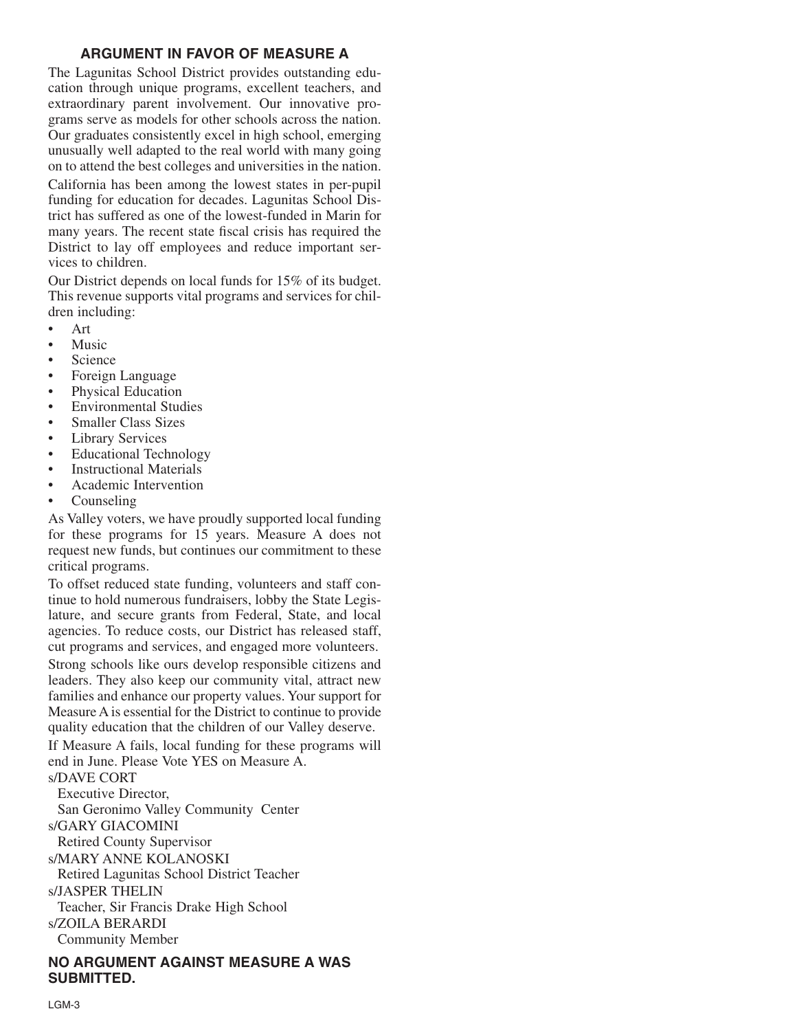## ARGUMENT IN FAVOR OF MEASURE A

The Lagunitas School District provides outstanding education through unique programs, excellent teachers, and extraordinary parent involvement. Our innovative programs serve as models for other schools across the nation. Our graduates consistently excel in high school, emerging unusually well adapted to the real world with many going on to attend the best colleges and universities in the nation.

California has been among the lowest states in per-pupil funding for education for decades. Lagunitas School District has suffered as one of the lowest-funded in Marin for many years. The recent state fiscal crisis has required the District to lay off employees and reduce important services to children.

Our District depends on local funds for 15% of its budget. This revenue supports vital programs and services for children including:

- Art
- Music
- Science
- Foreign Language
- Physical Education
- Environmental Studies
- Smaller Class Sizes
- Library Services
- Educational Technology
- Instructional Materials
- Academic Intervention
- Counseling

As Valley voters, we have proudly supported local funding for these programs for 15 years. Measure A does not request new funds, but continues our commitment to these critical programs.

To offset reduced state funding, volunteers and staff continue to hold numerous fundraisers, lobby the State Legislature, and secure grants from Federal, State, and local agencies. To reduce costs, our District has released staff, cut programs and services, and engaged more volunteers.

Strong schools like ours develop responsible citizens and leaders. They also keep our community vital, attract new families and enhance our property values. Your support for Measure A is essential for the District to continue to provide quality education that the children of our Valley deserve.

If Measure A fails, local funding for these programs will end in June. Please Vote YES on Measure A.

s/DAVE CORT
Executive Director,
San Geronimo Valley Community Center

s/GARY GIACOMINI
Retired County Supervisor

s/MARY ANNE KOLANOSKI
Retired Lagunitas School District Teacher

s/JASPER THELIN
Teacher, Sir Francis Drake High School

s/ZOILA BERARDI
Community Member

## NO ARGUMENT AGAINST MEASURE A WAS SUBMITTED.